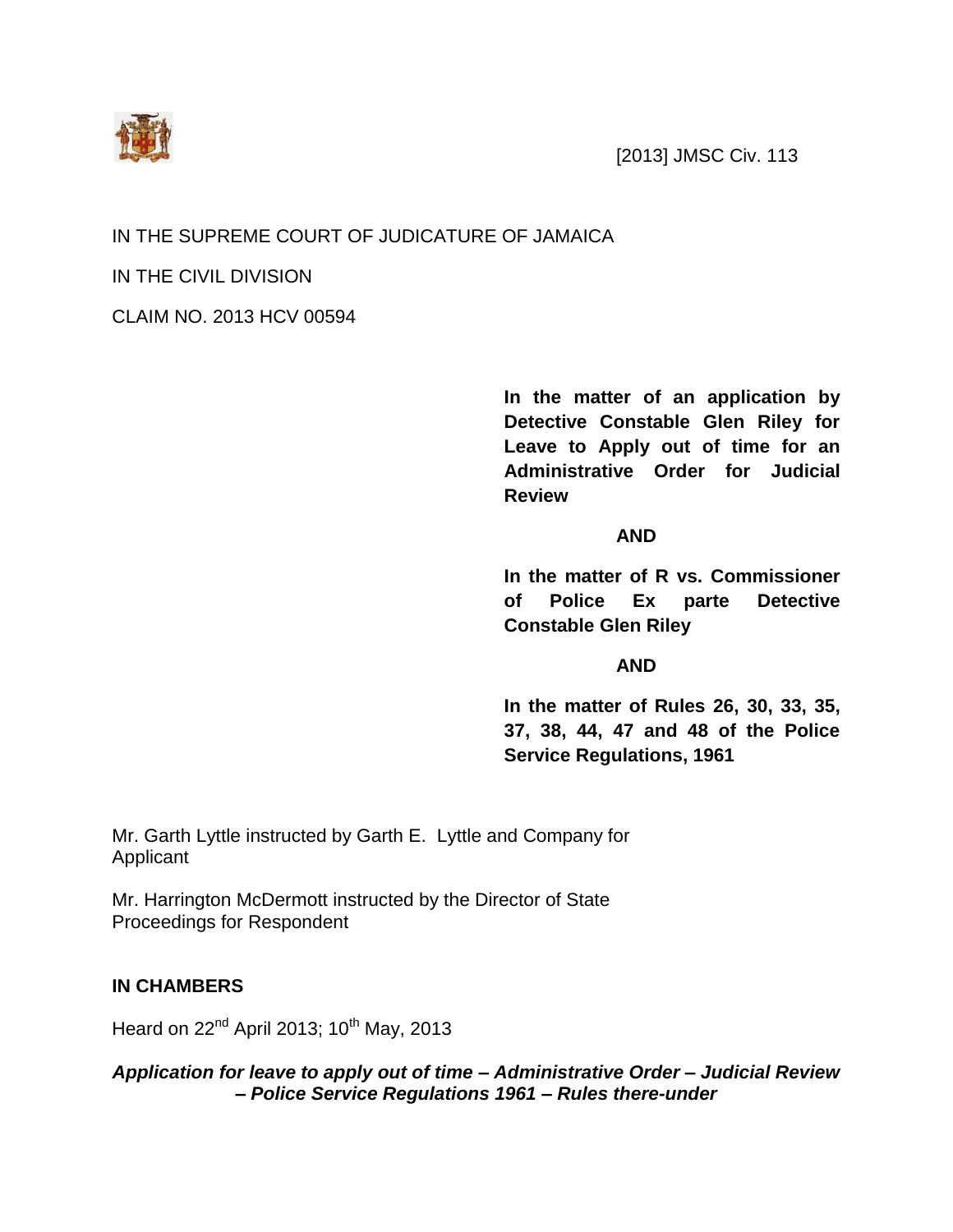[2013] JMSC Civ. 113

IN THE SUPREME COURT OF JUDICATURE OF JAMAICA

IN THE CIVIL DIVISION

CLAIM NO. 2013 HCV 00594

**In the matter of an application by Detective Constable Glen Riley for Leave to Apply out of time for an Administrative Order for Judicial Review**

**AND**

**In the matter of R vs. Commissioner of Police Ex parte Detective Constable Glen Riley**

**AND**

**In the matter of Rules 26, 30, 33, 35, 37, 38, 44, 47 and 48 of the Police Service Regulations, 1961**

Mr. Garth Lyttle instructed by Garth E. Lyttle and Company for Applicant

Mr. Harrington McDermott instructed by the Director of State Proceedings for Respondent

**IN CHAMBERS**

Heard on 22nd April 2013; 10th May, 2013

***Application for leave to apply out of time – Administrative Order – Judicial Review – Police Service Regulations 1961 – Rules there-under***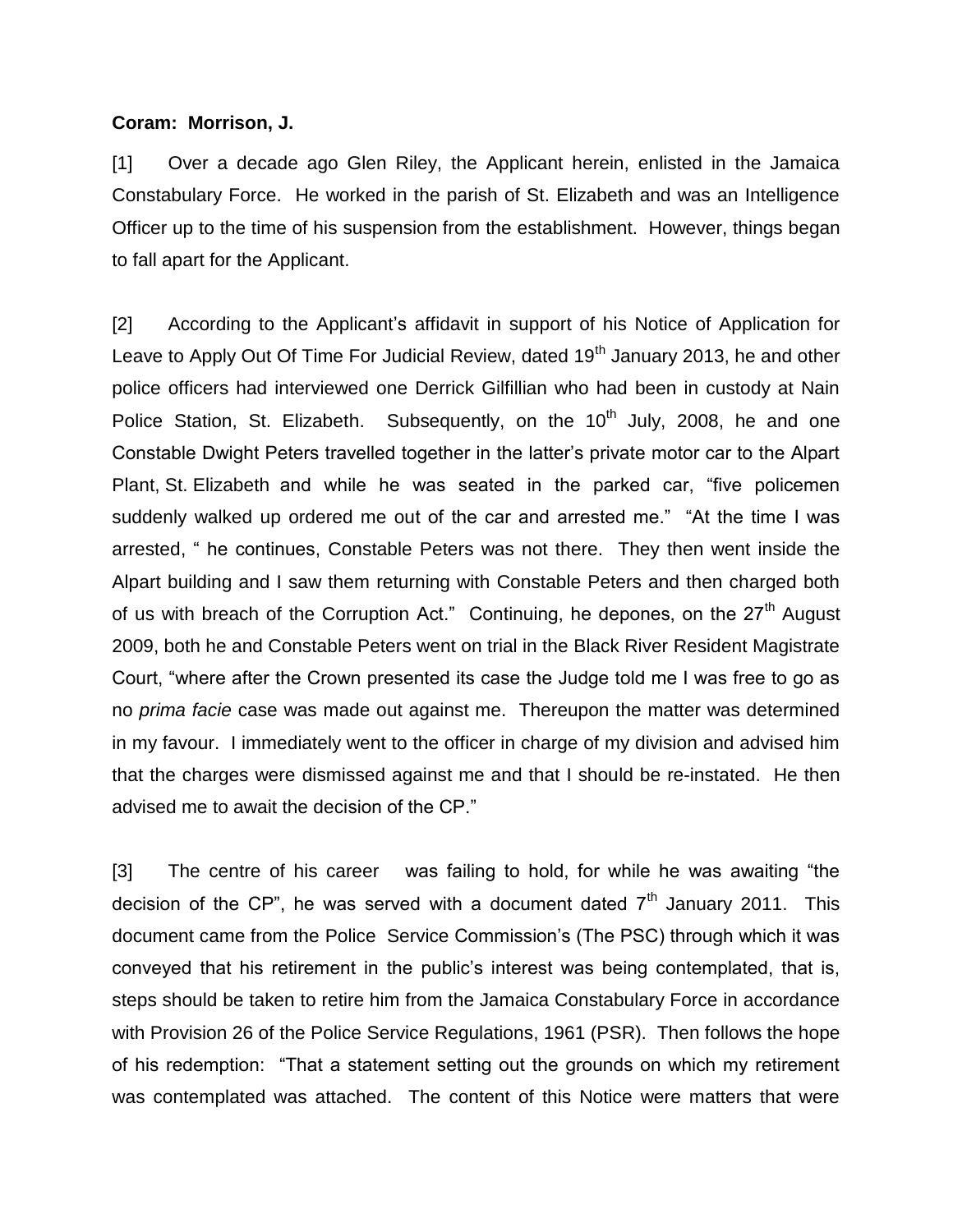**Coram: Morrison, J.**

[1] Over a decade ago Glen Riley, the Applicant herein, enlisted in the Jamaica Constabulary Force. He worked in the parish of St. Elizabeth and was an Intelligence Officer up to the time of his suspension from the establishment. However, things began to fall apart for the Applicant.

[2] According to the Applicant's affidavit in support of his Notice of Application for Leave to Apply Out Of Time For Judicial Review, dated 19th January 2013, he and other police officers had interviewed one Derrick Gilfillian who had been in custody at Nain Police Station, St. Elizabeth. Subsequently, on the 10th July, 2008, he and one Constable Dwight Peters travelled together in the latter's private motor car to the Alpart Plant, St. Elizabeth and while he was seated in the parked car, "five policemen suddenly walked up ordered me out of the car and arrested me." "At the time I was arrested, " he continues, Constable Peters was not there. They then went inside the Alpart building and I saw them returning with Constable Peters and then charged both of us with breach of the Corruption Act." Continuing, he depones, on the 27th August 2009, both he and Constable Peters went on trial in the Black River Resident Magistrate Court, "where after the Crown presented its case the Judge told me I was free to go as no *prima facie* case was made out against me. Thereupon the matter was determined in my favour. I immediately went to the officer in charge of my division and advised him that the charges were dismissed against me and that I should be re-instated. He then advised me to await the decision of the CP."

[3] The centre of his career was failing to hold, for while he was awaiting "the decision of the CP", he was served with a document dated 7th January 2011. This document came from the Police Service Commission's (The PSC) through which it was conveyed that his retirement in the public's interest was being contemplated, that is, steps should be taken to retire him from the Jamaica Constabulary Force in accordance with Provision 26 of the Police Service Regulations, 1961 (PSR). Then follows the hope of his redemption: "That a statement setting out the grounds on which my retirement was contemplated was attached. The content of this Notice were matters that were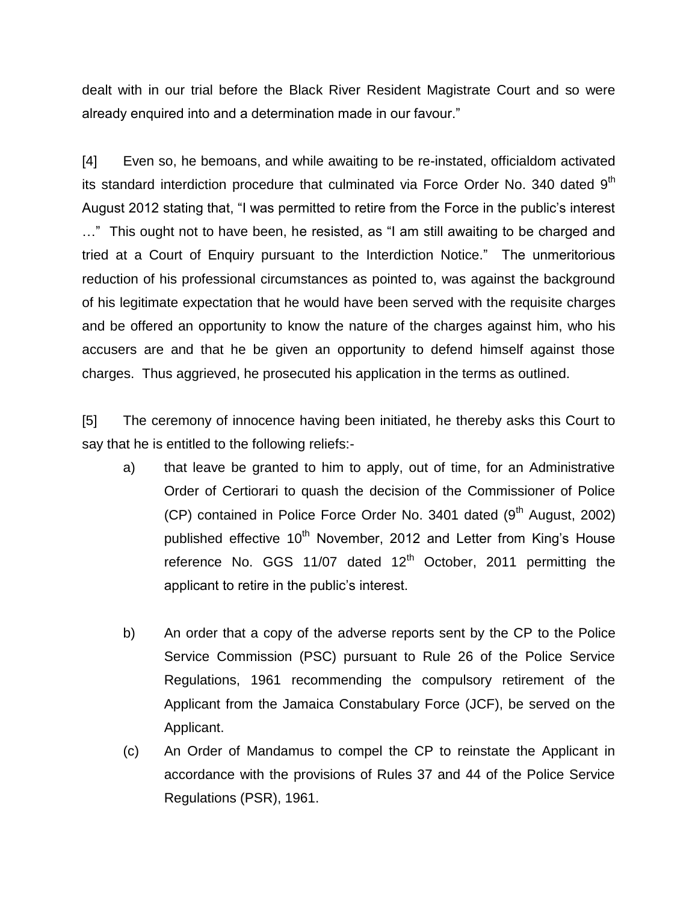dealt with in our trial before the Black River Resident Magistrate Court and so were already enquired into and a determination made in our favour."

[4] Even so, he bemoans, and while awaiting to be re-instated, officialdom activated its standard interdiction procedure that culminated via Force Order No. 340 dated 9th August 2012 stating that, "I was permitted to retire from the Force in the public's interest …" This ought not to have been, he resisted, as "I am still awaiting to be charged and tried at a Court of Enquiry pursuant to the Interdiction Notice." The unmeritorious reduction of his professional circumstances as pointed to, was against the background of his legitimate expectation that he would have been served with the requisite charges and be offered an opportunity to know the nature of the charges against him, who his accusers are and that he be given an opportunity to defend himself against those charges. Thus aggrieved, he prosecuted his application in the terms as outlined.

[5] The ceremony of innocence having been initiated, he thereby asks this Court to say that he is entitled to the following reliefs:-

a) that leave be granted to him to apply, out of time, for an Administrative Order of Certiorari to quash the decision of the Commissioner of Police (CP) contained in Police Force Order No. 3401 dated (9th August, 2002) published effective 10th November, 2012 and Letter from King's House reference No. GGS 11/07 dated 12th October, 2011 permitting the applicant to retire in the public's interest.

b) An order that a copy of the adverse reports sent by the CP to the Police Service Commission (PSC) pursuant to Rule 26 of the Police Service Regulations, 1961 recommending the compulsory retirement of the Applicant from the Jamaica Constabulary Force (JCF), be served on the Applicant.

(c) An Order of Mandamus to compel the CP to reinstate the Applicant in accordance with the provisions of Rules 37 and 44 of the Police Service Regulations (PSR), 1961.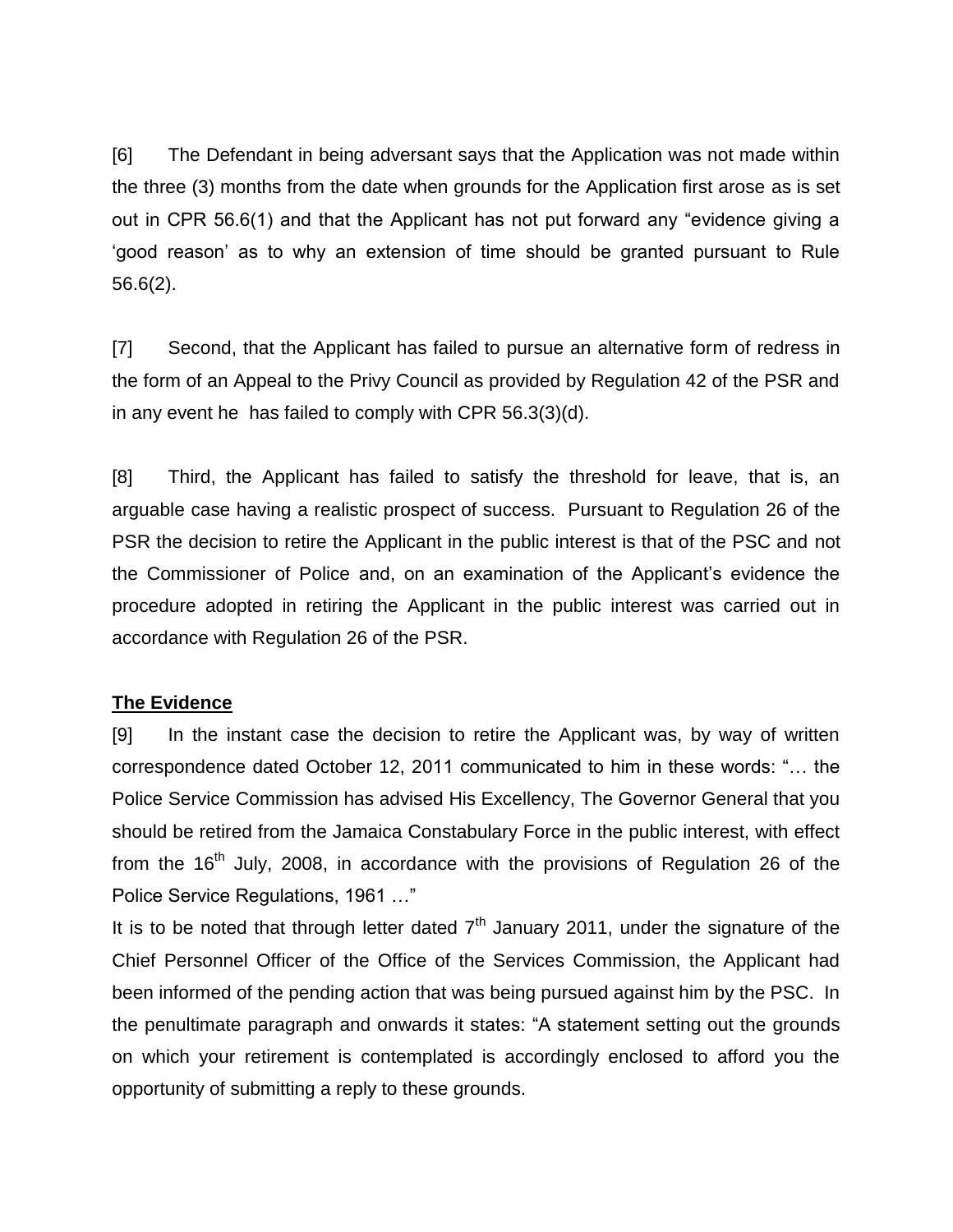[6] The Defendant in being adversant says that the Application was not made within the three (3) months from the date when grounds for the Application first arose as is set out in CPR 56.6(1) and that the Applicant has not put forward any "evidence giving a 'good reason' as to why an extension of time should be granted pursuant to Rule 56.6(2).

[7] Second, that the Applicant has failed to pursue an alternative form of redress in the form of an Appeal to the Privy Council as provided by Regulation 42 of the PSR and in any event he has failed to comply with CPR 56.3(3)(d).

[8] Third, the Applicant has failed to satisfy the threshold for leave, that is, an arguable case having a realistic prospect of success. Pursuant to Regulation 26 of the PSR the decision to retire the Applicant in the public interest is that of the PSC and not the Commissioner of Police and, on an examination of the Applicant's evidence the procedure adopted in retiring the Applicant in the public interest was carried out in accordance with Regulation 26 of the PSR.

**The Evidence**

[9] In the instant case the decision to retire the Applicant was, by way of written correspondence dated October 12, 2011 communicated to him in these words: "… the Police Service Commission has advised His Excellency, The Governor General that you should be retired from the Jamaica Constabulary Force in the public interest, with effect from the 16th July, 2008, in accordance with the provisions of Regulation 26 of the Police Service Regulations, 1961 …"

It is to be noted that through letter dated 7th January 2011, under the signature of the Chief Personnel Officer of the Office of the Services Commission, the Applicant had been informed of the pending action that was being pursued against him by the PSC. In the penultimate paragraph and onwards it states: "A statement setting out the grounds on which your retirement is contemplated is accordingly enclosed to afford you the opportunity of submitting a reply to these grounds.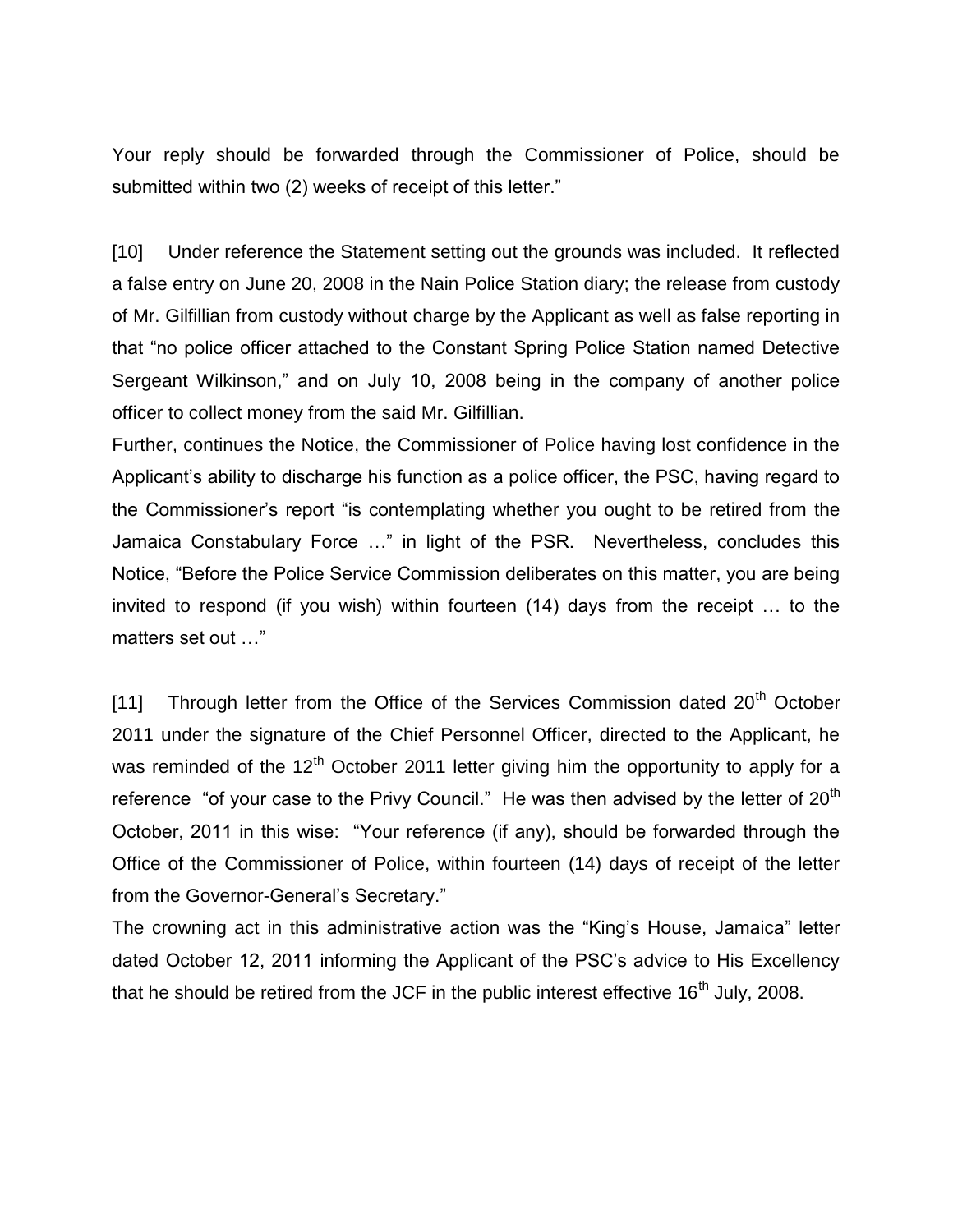Your reply should be forwarded through the Commissioner of Police, should be submitted within two (2) weeks of receipt of this letter."

[10] Under reference the Statement setting out the grounds was included. It reflected a false entry on June 20, 2008 in the Nain Police Station diary; the release from custody of Mr. Gilfillian from custody without charge by the Applicant as well as false reporting in that "no police officer attached to the Constant Spring Police Station named Detective Sergeant Wilkinson," and on July 10, 2008 being in the company of another police officer to collect money from the said Mr. Gilfillian.

Further, continues the Notice, the Commissioner of Police having lost confidence in the Applicant's ability to discharge his function as a police officer, the PSC, having regard to the Commissioner's report "is contemplating whether you ought to be retired from the Jamaica Constabulary Force …" in light of the PSR. Nevertheless, concludes this Notice, "Before the Police Service Commission deliberates on this matter, you are being invited to respond (if you wish) within fourteen (14) days from the receipt … to the matters set out …"

[11] Through letter from the Office of the Services Commission dated 20th October 2011 under the signature of the Chief Personnel Officer, directed to the Applicant, he was reminded of the 12th October 2011 letter giving him the opportunity to apply for a reference "of your case to the Privy Council." He was then advised by the letter of 20th October, 2011 in this wise: "Your reference (if any), should be forwarded through the Office of the Commissioner of Police, within fourteen (14) days of receipt of the letter from the Governor-General's Secretary."

The crowning act in this administrative action was the "King's House, Jamaica" letter dated October 12, 2011 informing the Applicant of the PSC's advice to His Excellency that he should be retired from the JCF in the public interest effective 16th July, 2008.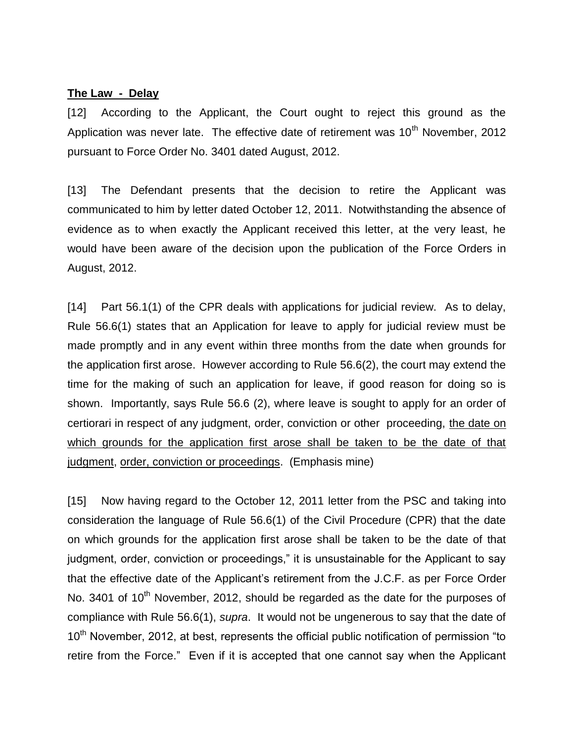**The Law - Delay**

[12] According to the Applicant, the Court ought to reject this ground as the Application was never late. The effective date of retirement was 10th November, 2012 pursuant to Force Order No. 3401 dated August, 2012.

[13] The Defendant presents that the decision to retire the Applicant was communicated to him by letter dated October 12, 2011. Notwithstanding the absence of evidence as to when exactly the Applicant received this letter, at the very least, he would have been aware of the decision upon the publication of the Force Orders in August, 2012.

[14] Part 56.1(1) of the CPR deals with applications for judicial review. As to delay, Rule 56.6(1) states that an Application for leave to apply for judicial review must be made promptly and in any event within three months from the date when grounds for the application first arose. However according to Rule 56.6(2), the court may extend the time for the making of such an application for leave, if good reason for doing so is shown. Importantly, says Rule 56.6 (2), where leave is sought to apply for an order of certiorari in respect of any judgment, order, conviction or other proceeding, <u>the date on which grounds for the application first arose shall be taken to be the date of that judgment</u>, <u>order, conviction or proceedings</u>. (Emphasis mine)

[15] Now having regard to the October 12, 2011 letter from the PSC and taking into consideration the language of Rule 56.6(1) of the Civil Procedure (CPR) that the date on which grounds for the application first arose shall be taken to be the date of that judgment, order, conviction or proceedings," it is unsustainable for the Applicant to say that the effective date of the Applicant's retirement from the J.C.F. as per Force Order No. 3401 of 10th November, 2012, should be regarded as the date for the purposes of compliance with Rule 56.6(1), *supra*. It would not be ungenerous to say that the date of 10th November, 2012, at best, represents the official public notification of permission "to retire from the Force." Even if it is accepted that one cannot say when the Applicant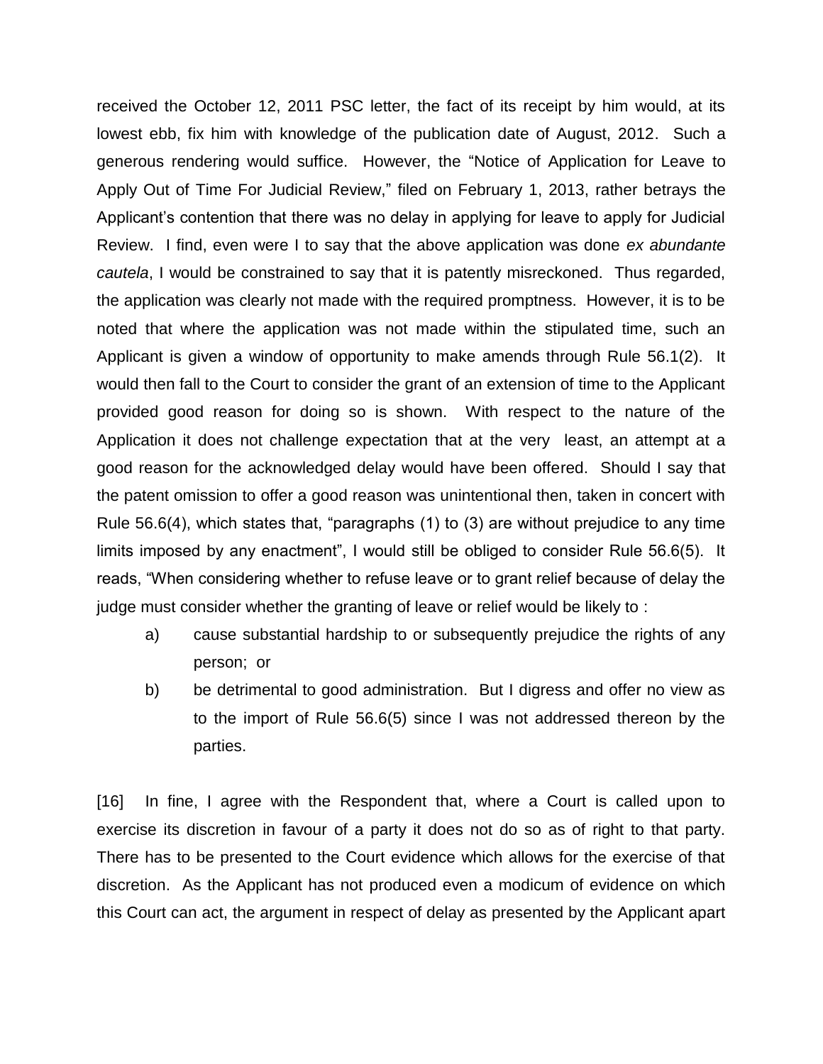received the October 12, 2011 PSC letter, the fact of its receipt by him would, at its lowest ebb, fix him with knowledge of the publication date of August, 2012. Such a generous rendering would suffice. However, the "Notice of Application for Leave to Apply Out of Time For Judicial Review," filed on February 1, 2013, rather betrays the Applicant's contention that there was no delay in applying for leave to apply for Judicial Review. I find, even were I to say that the above application was done *ex abundante cautela*, I would be constrained to say that it is patently misreckoned. Thus regarded, the application was clearly not made with the required promptness. However, it is to be noted that where the application was not made within the stipulated time, such an Applicant is given a window of opportunity to make amends through Rule 56.1(2). It would then fall to the Court to consider the grant of an extension of time to the Applicant provided good reason for doing so is shown. With respect to the nature of the Application it does not challenge expectation that at the very least, an attempt at a good reason for the acknowledged delay would have been offered. Should I say that the patent omission to offer a good reason was unintentional then, taken in concert with Rule 56.6(4), which states that, "paragraphs (1) to (3) are without prejudice to any time limits imposed by any enactment", I would still be obliged to consider Rule 56.6(5). It reads, "When considering whether to refuse leave or to grant relief because of delay the judge must consider whether the granting of leave or relief would be likely to :

a) cause substantial hardship to or subsequently prejudice the rights of any person; or

b) be detrimental to good administration. But I digress and offer no view as to the import of Rule 56.6(5) since I was not addressed thereon by the parties.

[16] In fine, I agree with the Respondent that, where a Court is called upon to exercise its discretion in favour of a party it does not do so as of right to that party. There has to be presented to the Court evidence which allows for the exercise of that discretion. As the Applicant has not produced even a modicum of evidence on which this Court can act, the argument in respect of delay as presented by the Applicant apart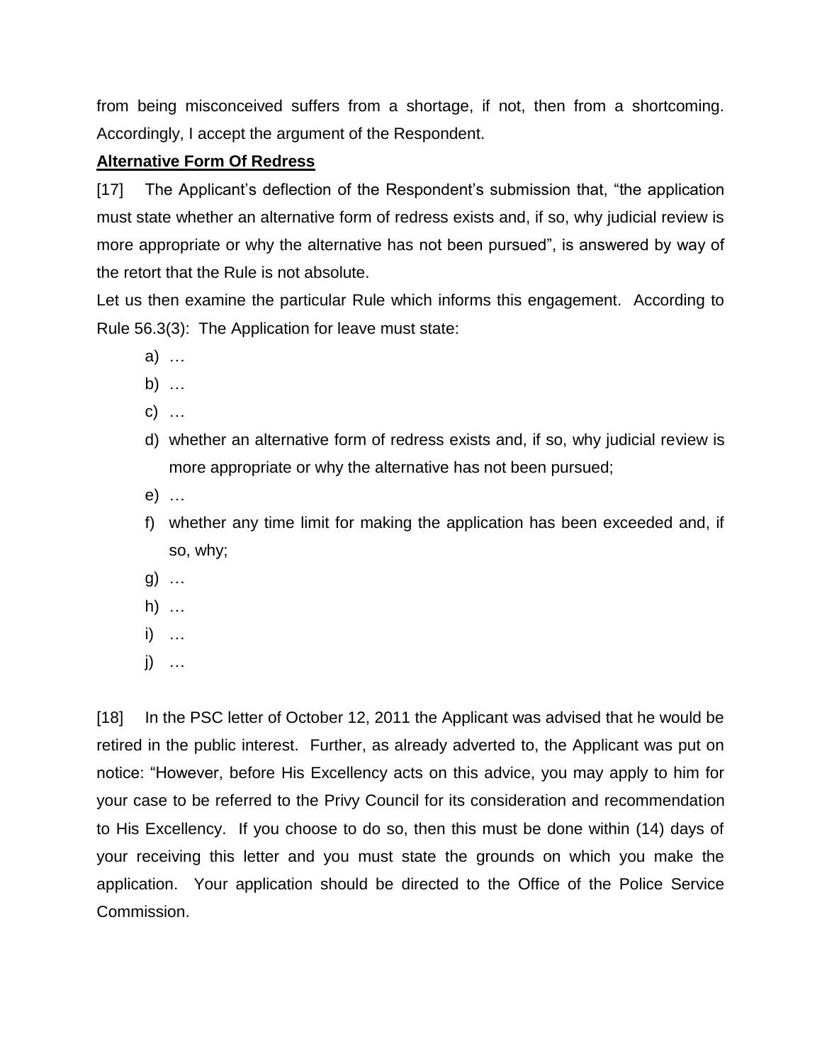from being misconceived suffers from a shortage, if not, then from a shortcoming. Accordingly, I accept the argument of the Respondent.

**Alternative Form Of Redress**

[17] The Applicant's deflection of the Respondent's submission that, "the application must state whether an alternative form of redress exists and, if so, why judicial review is more appropriate or why the alternative has not been pursued", is answered by way of the retort that the Rule is not absolute.

Let us then examine the particular Rule which informs this engagement. According to Rule 56.3(3): The Application for leave must state:

a) …
b) …
c) …
d) whether an alternative form of redress exists and, if so, why judicial review is more appropriate or why the alternative has not been pursued;
e) …
f) whether any time limit for making the application has been exceeded and, if so, why;
g) …
h) …
i) …
j) …

[18] In the PSC letter of October 12, 2011 the Applicant was advised that he would be retired in the public interest. Further, as already adverted to, the Applicant was put on notice: "However, before His Excellency acts on this advice, you may apply to him for your case to be referred to the Privy Council for its consideration and recommendation to His Excellency. If you choose to do so, then this must be done within (14) days of your receiving this letter and you must state the grounds on which you make the application. Your application should be directed to the Office of the Police Service Commission.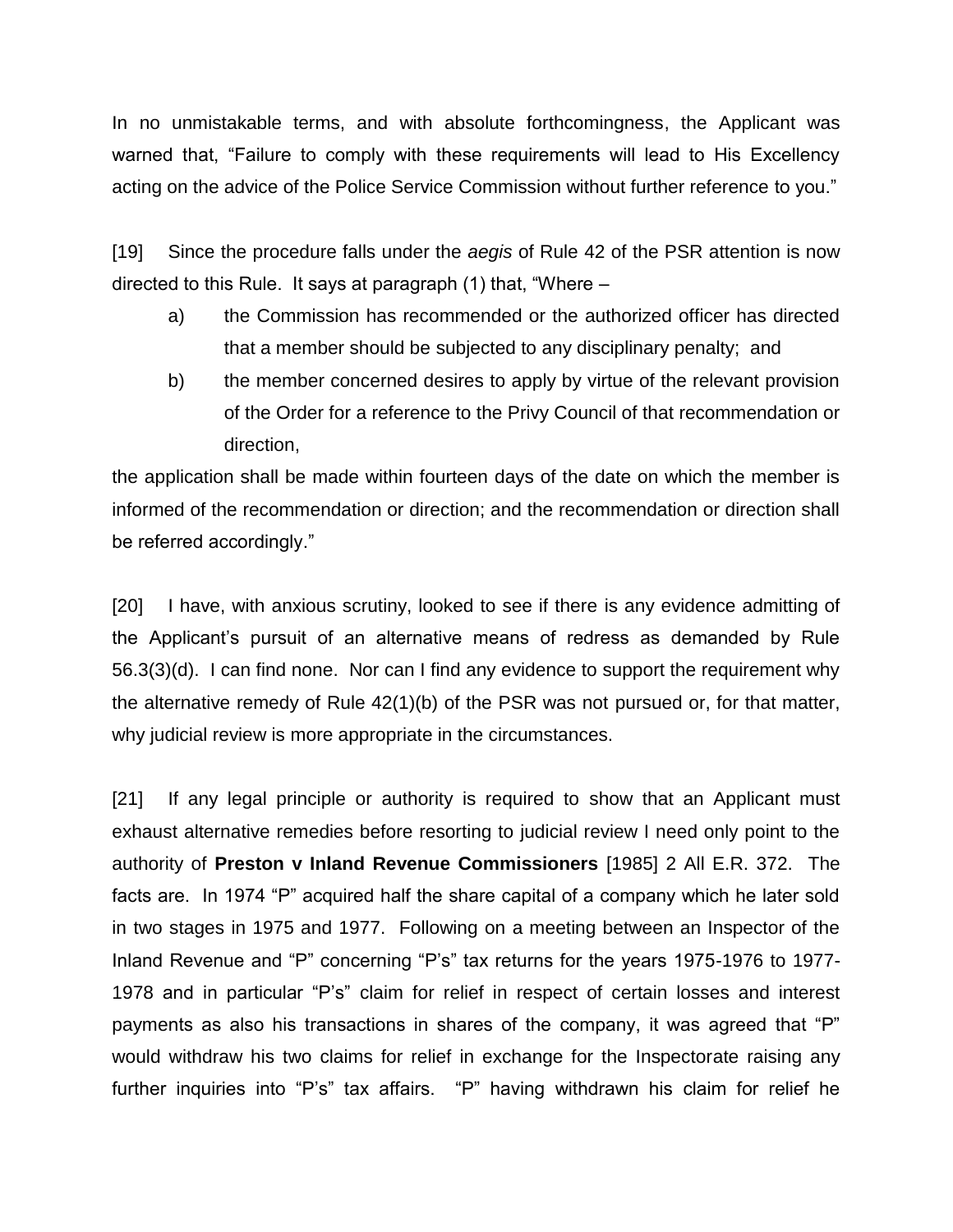In no unmistakable terms, and with absolute forthcomingness, the Applicant was warned that, "Failure to comply with these requirements will lead to His Excellency acting on the advice of the Police Service Commission without further reference to you."

[19] Since the procedure falls under the *aegis* of Rule 42 of the PSR attention is now directed to this Rule. It says at paragraph (1) that, "Where –

a) the Commission has recommended or the authorized officer has directed that a member should be subjected to any disciplinary penalty; and

b) the member concerned desires to apply by virtue of the relevant provision of the Order for a reference to the Privy Council of that recommendation or direction,

the application shall be made within fourteen days of the date on which the member is informed of the recommendation or direction; and the recommendation or direction shall be referred accordingly."

[20] I have, with anxious scrutiny, looked to see if there is any evidence admitting of the Applicant's pursuit of an alternative means of redress as demanded by Rule 56.3(3)(d). I can find none. Nor can I find any evidence to support the requirement why the alternative remedy of Rule 42(1)(b) of the PSR was not pursued or, for that matter, why judicial review is more appropriate in the circumstances.

[21] If any legal principle or authority is required to show that an Applicant must exhaust alternative remedies before resorting to judicial review I need only point to the authority of **Preston v Inland Revenue Commissioners** [1985] 2 All E.R. 372. The facts are. In 1974 "P" acquired half the share capital of a company which he later sold in two stages in 1975 and 1977. Following on a meeting between an Inspector of the Inland Revenue and "P" concerning "P's" tax returns for the years 1975-1976 to 1977-1978 and in particular "P's" claim for relief in respect of certain losses and interest payments as also his transactions in shares of the company, it was agreed that "P" would withdraw his two claims for relief in exchange for the Inspectorate raising any further inquiries into "P's" tax affairs. "P" having withdrawn his claim for relief he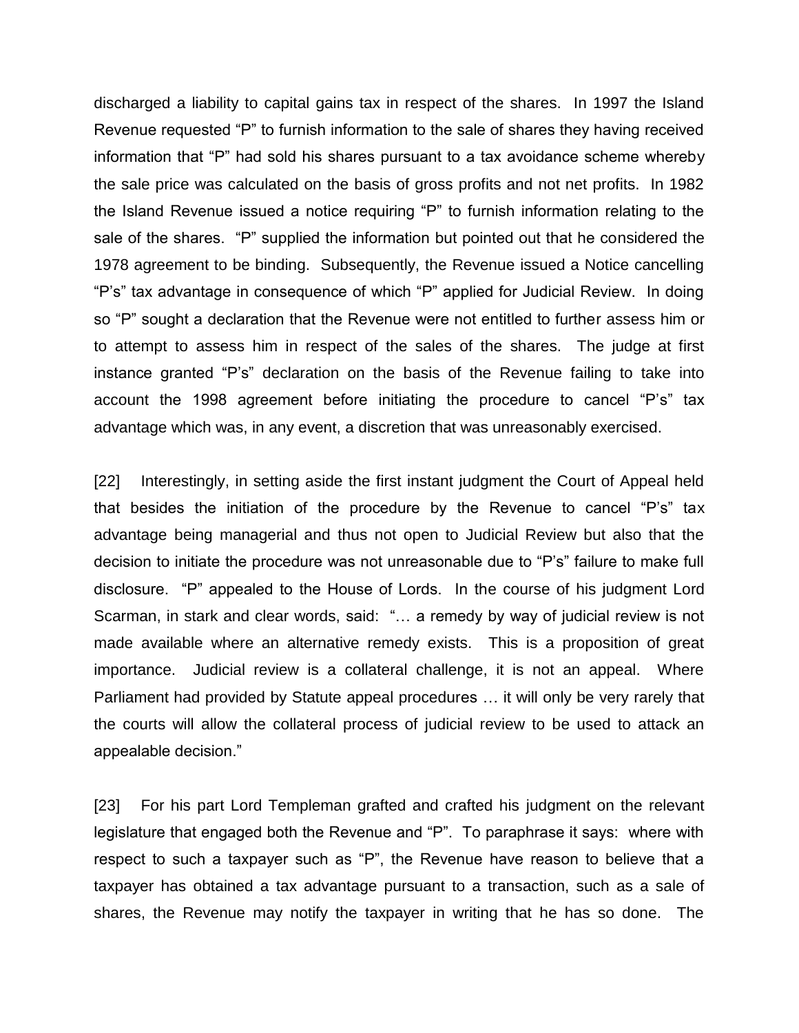discharged a liability to capital gains tax in respect of the shares. In 1997 the Island Revenue requested "P" to furnish information to the sale of shares they having received information that "P" had sold his shares pursuant to a tax avoidance scheme whereby the sale price was calculated on the basis of gross profits and not net profits. In 1982 the Island Revenue issued a notice requiring "P" to furnish information relating to the sale of the shares. "P" supplied the information but pointed out that he considered the 1978 agreement to be binding. Subsequently, the Revenue issued a Notice cancelling "P's" tax advantage in consequence of which "P" applied for Judicial Review. In doing so "P" sought a declaration that the Revenue were not entitled to further assess him or to attempt to assess him in respect of the sales of the shares. The judge at first instance granted "P's" declaration on the basis of the Revenue failing to take into account the 1998 agreement before initiating the procedure to cancel "P's" tax advantage which was, in any event, a discretion that was unreasonably exercised.

[22] Interestingly, in setting aside the first instant judgment the Court of Appeal held that besides the initiation of the procedure by the Revenue to cancel "P's" tax advantage being managerial and thus not open to Judicial Review but also that the decision to initiate the procedure was not unreasonable due to "P's" failure to make full disclosure. "P" appealed to the House of Lords. In the course of his judgment Lord Scarman, in stark and clear words, said: "… a remedy by way of judicial review is not made available where an alternative remedy exists. This is a proposition of great importance. Judicial review is a collateral challenge, it is not an appeal. Where Parliament had provided by Statute appeal procedures … it will only be very rarely that the courts will allow the collateral process of judicial review to be used to attack an appealable decision."

[23] For his part Lord Templeman grafted and crafted his judgment on the relevant legislature that engaged both the Revenue and "P". To paraphrase it says: where with respect to such a taxpayer such as "P", the Revenue have reason to believe that a taxpayer has obtained a tax advantage pursuant to a transaction, such as a sale of shares, the Revenue may notify the taxpayer in writing that he has so done. The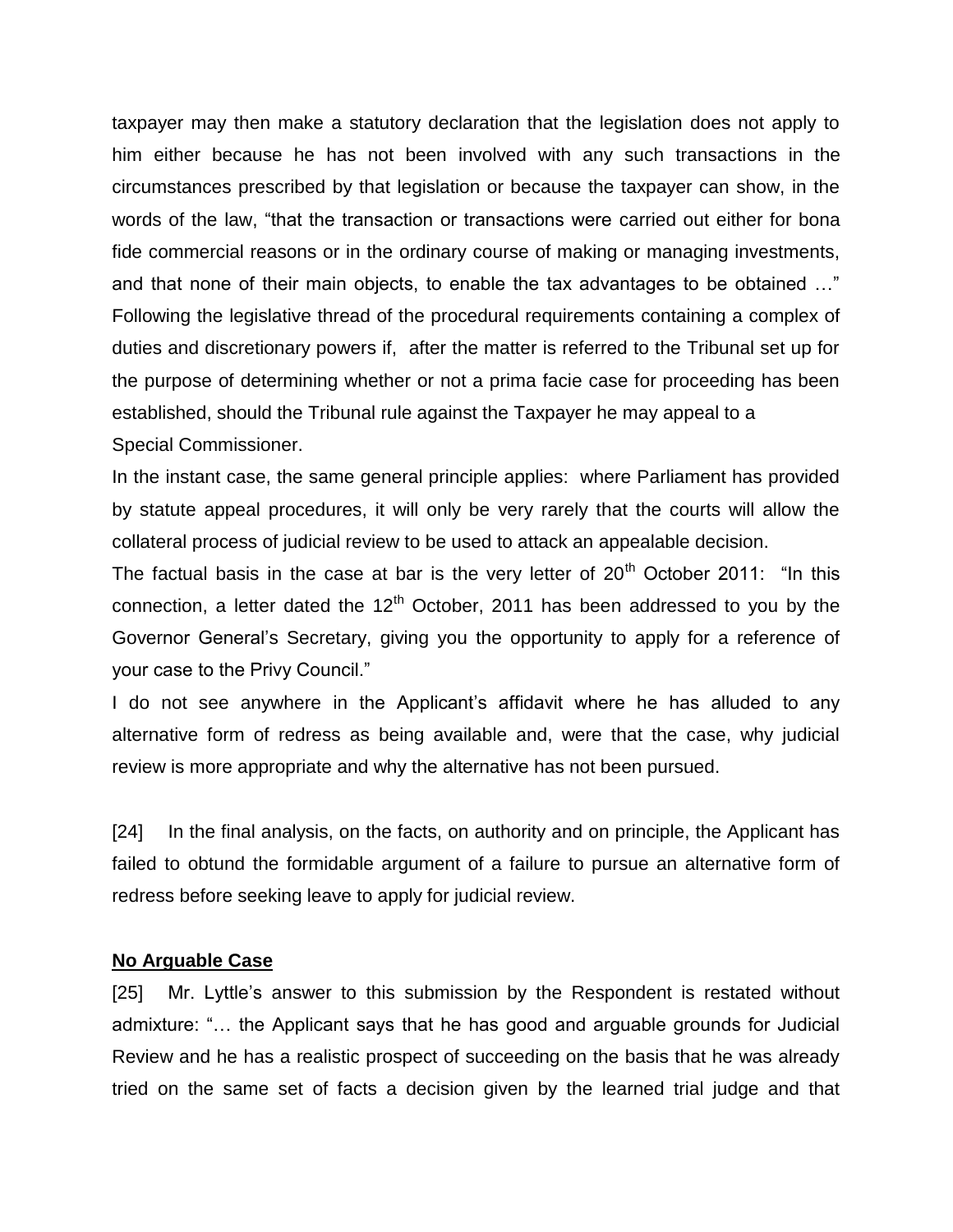taxpayer may then make a statutory declaration that the legislation does not apply to him either because he has not been involved with any such transactions in the circumstances prescribed by that legislation or because the taxpayer can show, in the words of the law, "that the transaction or transactions were carried out either for bona fide commercial reasons or in the ordinary course of making or managing investments, and that none of their main objects, to enable the tax advantages to be obtained …" Following the legislative thread of the procedural requirements containing a complex of duties and discretionary powers if, after the matter is referred to the Tribunal set up for the purpose of determining whether or not a prima facie case for proceeding has been established, should the Tribunal rule against the Taxpayer he may appeal to a Special Commissioner.

In the instant case, the same general principle applies: where Parliament has provided by statute appeal procedures, it will only be very rarely that the courts will allow the collateral process of judicial review to be used to attack an appealable decision.

The factual basis in the case at bar is the very letter of 20th October 2011: "In this connection, a letter dated the 12th October, 2011 has been addressed to you by the Governor General's Secretary, giving you the opportunity to apply for a reference of your case to the Privy Council."

I do not see anywhere in the Applicant's affidavit where he has alluded to any alternative form of redress as being available and, were that the case, why judicial review is more appropriate and why the alternative has not been pursued.

[24] In the final analysis, on the facts, on authority and on principle, the Applicant has failed to obtund the formidable argument of a failure to pursue an alternative form of redress before seeking leave to apply for judicial review.

**No Arguable Case**

[25] Mr. Lyttle's answer to this submission by the Respondent is restated without admixture: "… the Applicant says that he has good and arguable grounds for Judicial Review and he has a realistic prospect of succeeding on the basis that he was already tried on the same set of facts a decision given by the learned trial judge and that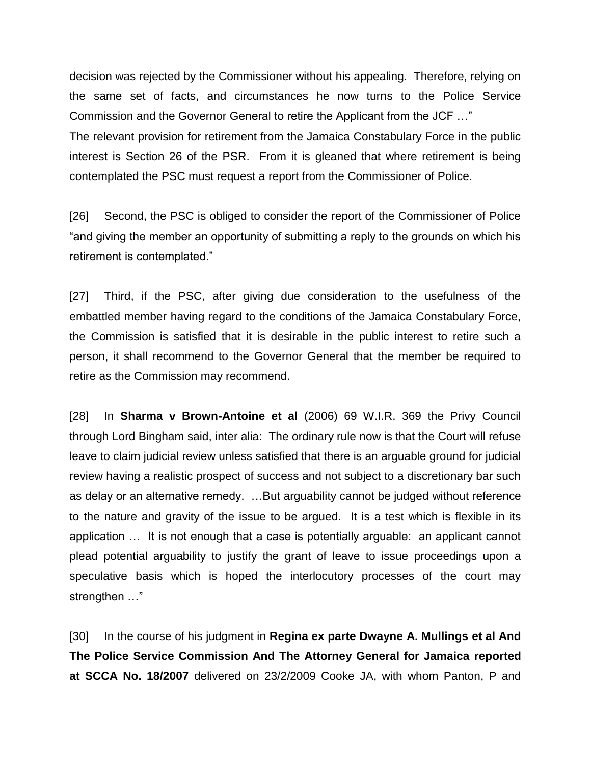decision was rejected by the Commissioner without his appealing. Therefore, relying on the same set of facts, and circumstances he now turns to the Police Service Commission and the Governor General to retire the Applicant from the JCF …"

The relevant provision for retirement from the Jamaica Constabulary Force in the public interest is Section 26 of the PSR. From it is gleaned that where retirement is being contemplated the PSC must request a report from the Commissioner of Police.

[26] Second, the PSC is obliged to consider the report of the Commissioner of Police "and giving the member an opportunity of submitting a reply to the grounds on which his retirement is contemplated."

[27] Third, if the PSC, after giving due consideration to the usefulness of the embattled member having regard to the conditions of the Jamaica Constabulary Force, the Commission is satisfied that it is desirable in the public interest to retire such a person, it shall recommend to the Governor General that the member be required to retire as the Commission may recommend.

[28] In **Sharma v Brown-Antoine et al** (2006) 69 W.I.R. 369 the Privy Council through Lord Bingham said, inter alia: The ordinary rule now is that the Court will refuse leave to claim judicial review unless satisfied that there is an arguable ground for judicial review having a realistic prospect of success and not subject to a discretionary bar such as delay or an alternative remedy. …But arguability cannot be judged without reference to the nature and gravity of the issue to be argued. It is a test which is flexible in its application … It is not enough that a case is potentially arguable: an applicant cannot plead potential arguability to justify the grant of leave to issue proceedings upon a speculative basis which is hoped the interlocutory processes of the court may strengthen …"

[30] In the course of his judgment in **Regina ex parte Dwayne A. Mullings et al And The Police Service Commission And The Attorney General for Jamaica reported at SCCA No. 18/2007** delivered on 23/2/2009 Cooke JA, with whom Panton, P and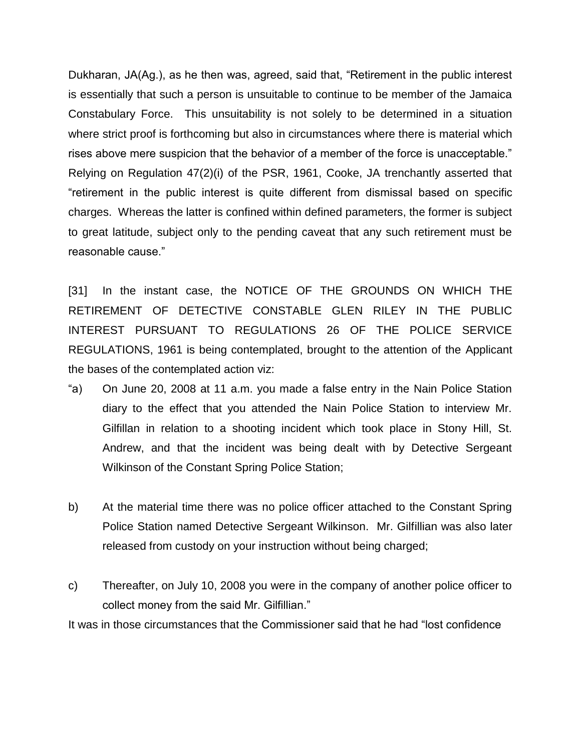Dukharan, JA(Ag.), as he then was, agreed, said that, "Retirement in the public interest is essentially that such a person is unsuitable to continue to be member of the Jamaica Constabulary Force. This unsuitability is not solely to be determined in a situation where strict proof is forthcoming but also in circumstances where there is material which rises above mere suspicion that the behavior of a member of the force is unacceptable." Relying on Regulation 47(2)(i) of the PSR, 1961, Cooke, JA trenchantly asserted that "retirement in the public interest is quite different from dismissal based on specific charges. Whereas the latter is confined within defined parameters, the former is subject to great latitude, subject only to the pending caveat that any such retirement must be reasonable cause."

[31] In the instant case, the NOTICE OF THE GROUNDS ON WHICH THE RETIREMENT OF DETECTIVE CONSTABLE GLEN RILEY IN THE PUBLIC INTEREST PURSUANT TO REGULATIONS 26 OF THE POLICE SERVICE REGULATIONS, 1961 is being contemplated, brought to the attention of the Applicant the bases of the contemplated action viz:

"a) On June 20, 2008 at 11 a.m. you made a false entry in the Nain Police Station diary to the effect that you attended the Nain Police Station to interview Mr. Gilfillan in relation to a shooting incident which took place in Stony Hill, St. Andrew, and that the incident was being dealt with by Detective Sergeant Wilkinson of the Constant Spring Police Station;

b) At the material time there was no police officer attached to the Constant Spring Police Station named Detective Sergeant Wilkinson. Mr. Gilfillian was also later released from custody on your instruction without being charged;

c) Thereafter, on July 10, 2008 you were in the company of another police officer to collect money from the said Mr. Gilfillian."

It was in those circumstances that the Commissioner said that he had "lost confidence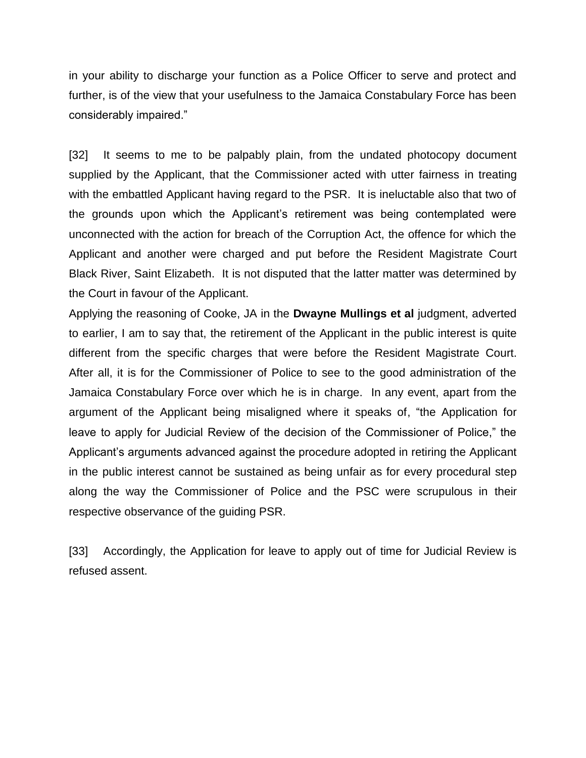in your ability to discharge your function as a Police Officer to serve and protect and further, is of the view that your usefulness to the Jamaica Constabulary Force has been considerably impaired."

[32] It seems to me to be palpably plain, from the undated photocopy document supplied by the Applicant, that the Commissioner acted with utter fairness in treating with the embattled Applicant having regard to the PSR. It is ineluctable also that two of the grounds upon which the Applicant's retirement was being contemplated were unconnected with the action for breach of the Corruption Act, the offence for which the Applicant and another were charged and put before the Resident Magistrate Court Black River, Saint Elizabeth. It is not disputed that the latter matter was determined by the Court in favour of the Applicant.

Applying the reasoning of Cooke, JA in the **Dwayne Mullings et al** judgment, adverted to earlier, I am to say that, the retirement of the Applicant in the public interest is quite different from the specific charges that were before the Resident Magistrate Court. After all, it is for the Commissioner of Police to see to the good administration of the Jamaica Constabulary Force over which he is in charge. In any event, apart from the argument of the Applicant being misaligned where it speaks of, "the Application for leave to apply for Judicial Review of the decision of the Commissioner of Police," the Applicant's arguments advanced against the procedure adopted in retiring the Applicant in the public interest cannot be sustained as being unfair as for every procedural step along the way the Commissioner of Police and the PSC were scrupulous in their respective observance of the guiding PSR.

[33] Accordingly, the Application for leave to apply out of time for Judicial Review is refused assent.